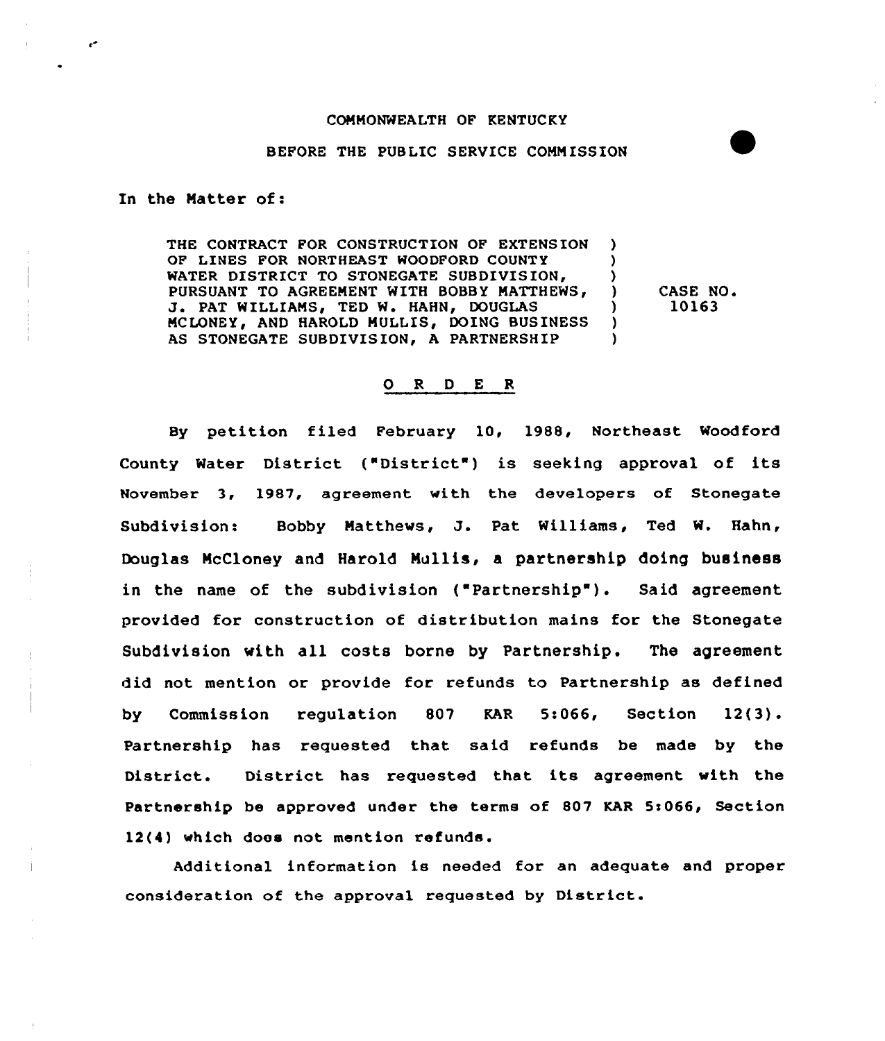COMMONWEALTH OF KENTUCKY

BEFORE THE PUBLIC SERVICE COMMISSION

In the Matter of:

| | | |
|---|---|---|
| THE CONTRACT FOR CONSTRUCTION OF EXTENSION OF LINES FOR NORTHEAST WOODFORD COUNTY WATER DISTRICT TO STONEGATE SUBDIVISION, PURSUANT TO AGREEMENT WITH BOBBY MATTHEWS, J. PAT WILLIAMS, TED W. HAHN, DOUGLAS MCLONEY, AND HAROLD MULLIS, DOING BUSINESS AS STONEGATE SUBDIVISION, A PARTNERSHIP | ) | CASE NO. 10163 |

## O R D E R

By petition filed February 10, 1988, Northeast Woodford County Water District ("District") is seeking approval of its November 3, 1987, agreement with the developers of Stonegate Subdivision: Bobby Matthews, J. Pat Williams, Ted W. Hahn, Douglas McCloney and Harold Mullis, a partnership doing business in the name of the subdivision ("Partnership"). Said agreement provided for construction of distribution mains for the Stonegate Subdivision with all costs borne by Partnership. The agreement did not mention or provide for refunds to Partnership as defined by Commission regulation 807 KAR 5:066, Section 12(3). Partnership has requested that said refunds be made by the District. District has requested that its agreement with the Partnership be approved under the terms of 807 KAR 5:066, Section 12(4) which does not mention refunds.

Additional information is needed for an adequate and proper consideration of the approval requested by District.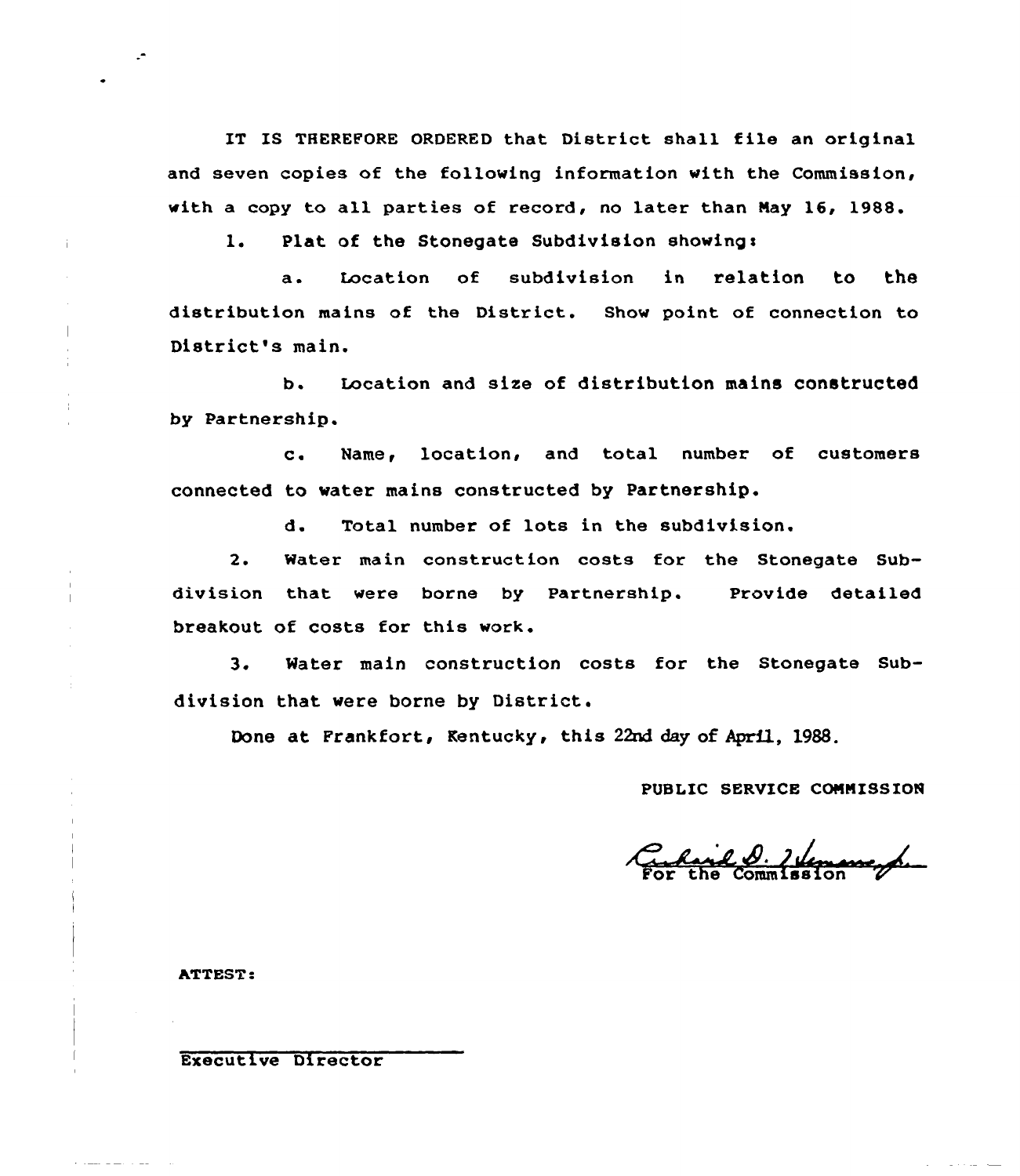IT IS THEREFORE ORDERED that District shall file an original and seven copies of the following information with the Commission, with a copy to all parties of record, no later than May 16, 1988.

1. Plat of the Stonegate Subdivision showing:

   a. Location of subdivision in relation to the distribution mains of the District. Show point of connection to District's main.

   b. Location and size of distribution mains constructed by Partnership.

   c. Name, location, and total number of customers connected to water mains constructed by Partnership.

   d. Total number of lots in the subdivision.

2. Water main construction costs for the Stonegate Subdivision that were borne by Partnership. Provide detailed breakout of costs for this work.

3. Water main construction costs for the Stonegate Subdivision that were borne by District.

Done at Frankfort, Kentucky, this 22nd day of April, 1988.

PUBLIC SERVICE COMMISSION

For the Commission

ATTEST:

Executive Director